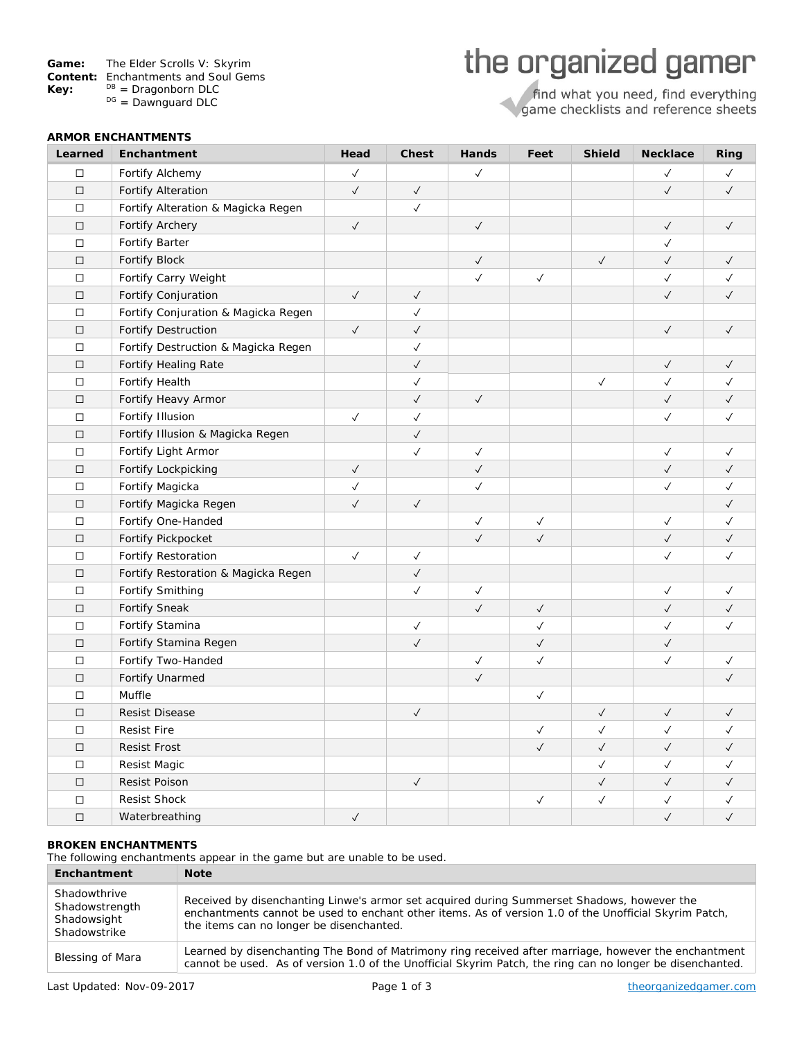**Game:** The Elder Scrolls V: Skyrim
**Content:** Enchantments and Soul Gems
**Key:** [DB] = Dragonborn DLC
[DG] = Dawnguard DLC

the organized gamer
find what you need, find everything
game checklists and reference sheets

### ARMOR ENCHANTMENTS

| Learned | Enchantment | Head | Chest | Hands | Feet | Shield | Necklace | Ring |
|---|---|---|---|---|---|---|---|---|
| ☐ | Fortify Alchemy | ✓ | | ✓ | | | ✓ | ✓ |
| ☐ | Fortify Alteration | ✓ | ✓ | | | | ✓ | ✓ |
| ☐ | Fortify Alteration & Magicka Regen | | ✓ | | | | | |
| ☐ | Fortify Archery | ✓ | | ✓ | | | ✓ | ✓ |
| ☐ | Fortify Barter | | | | | | ✓ | |
| ☐ | Fortify Block | | | ✓ | | ✓ | ✓ | ✓ |
| ☐ | Fortify Carry Weight | | | ✓ | ✓ | | ✓ | ✓ |
| ☐ | Fortify Conjuration | ✓ | ✓ | | | | ✓ | ✓ |
| ☐ | Fortify Conjuration & Magicka Regen | | ✓ | | | | | |
| ☐ | Fortify Destruction | ✓ | ✓ | | | | ✓ | ✓ |
| ☐ | Fortify Destruction & Magicka Regen | | ✓ | | | | | |
| ☐ | Fortify Healing Rate | | ✓ | | | | ✓ | ✓ |
| ☐ | Fortify Health | | ✓ | | | ✓ | ✓ | ✓ |
| ☐ | Fortify Heavy Armor | | ✓ | ✓ | | | ✓ | ✓ |
| ☐ | Fortify Illusion | ✓ | ✓ | | | | ✓ | ✓ |
| ☐ | Fortify Illusion & Magicka Regen | | ✓ | | | | | |
| ☐ | Fortify Light Armor | | ✓ | ✓ | | | ✓ | ✓ |
| ☐ | Fortify Lockpicking | ✓ | | ✓ | | | ✓ | ✓ |
| ☐ | Fortify Magicka | ✓ | | ✓ | | | ✓ | ✓ |
| ☐ | Fortify Magicka Regen | ✓ | ✓ | | | | | ✓ |
| ☐ | Fortify One-Handed | | | ✓ | ✓ | | ✓ | ✓ |
| ☐ | Fortify Pickpocket | | | ✓ | ✓ | | ✓ | ✓ |
| ☐ | Fortify Restoration | ✓ | ✓ | | | | ✓ | ✓ |
| ☐ | Fortify Restoration & Magicka Regen | | ✓ | | | | | |
| ☐ | Fortify Smithing | | ✓ | ✓ | | | ✓ | ✓ |
| ☐ | Fortify Sneak | | | ✓ | ✓ | | ✓ | ✓ |
| ☐ | Fortify Stamina | | ✓ | | ✓ | | ✓ | ✓ |
| ☐ | Fortify Stamina Regen | | ✓ | | ✓ | | ✓ | |
| ☐ | Fortify Two-Handed | | | ✓ | ✓ | | ✓ | ✓ |
| ☐ | Fortify Unarmed | | | ✓ | | | | ✓ |
| ☐ | Muffle | | | | ✓ | | | |
| ☐ | Resist Disease | | ✓ | | | ✓ | ✓ | ✓ |
| ☐ | Resist Fire | | | | ✓ | ✓ | ✓ | ✓ |
| ☐ | Resist Frost | | | | ✓ | ✓ | ✓ | ✓ |
| ☐ | Resist Magic | | | | | ✓ | ✓ | ✓ |
| ☐ | Resist Poison | | ✓ | | | ✓ | ✓ | ✓ |
| ☐ | Resist Shock | | | | ✓ | ✓ | ✓ | ✓ |
| ☐ | Waterbreathing | ✓ | | | | | ✓ | ✓ |

### BROKEN ENCHANTMENTS

The following enchantments appear in the game but are unable to be used.

| Enchantment | Note |
|---|---|
| Shadowthrive<br>Shadowstrength<br>Shadowsight<br>Shadowstrike | Received by disenchanting Linwe's armor set acquired during Summerset Shadows, however the enchantments cannot be used to enchant other items. As of version 1.0 of the Unofficial Skyrim Patch, the items can no longer be disenchanted. |
| Blessing of Mara | Learned by disenchanting The Bond of Matrimony ring received after marriage, however the enchantment cannot be used. As of version 1.0 of the Unofficial Skyrim Patch, the ring can no longer be disenchanted. |

Last Updated: Nov-09-2017

theorganizedgamer.com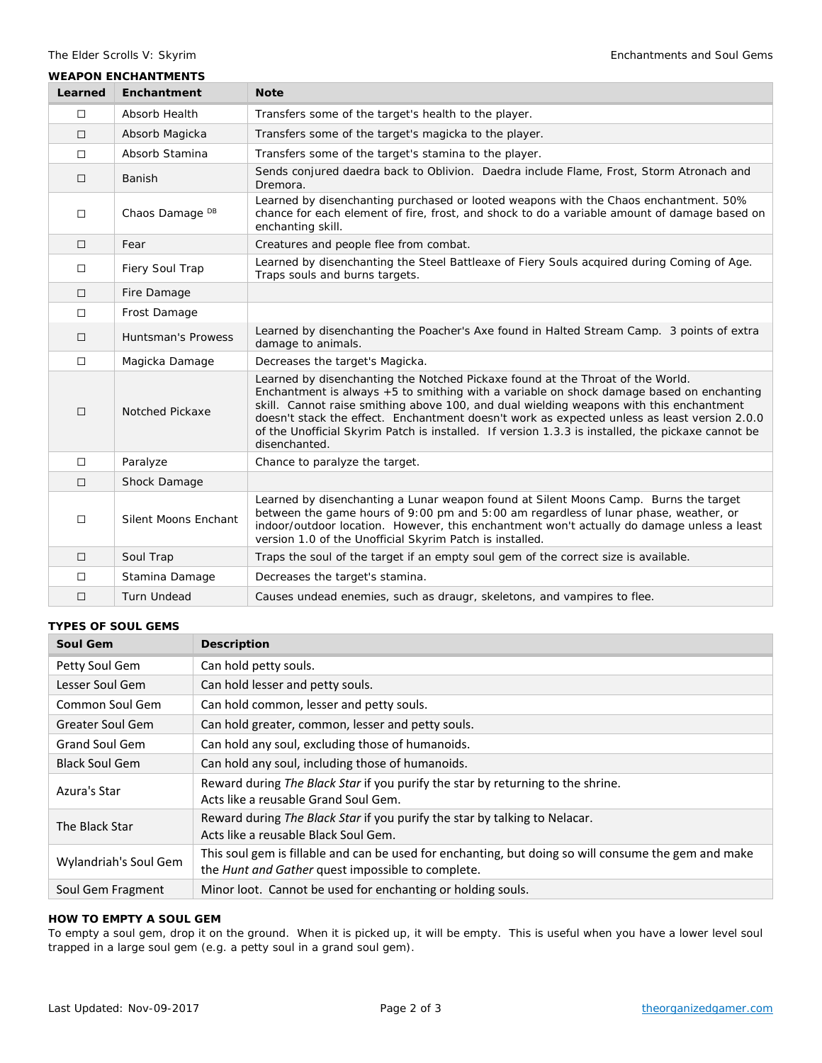### WEAPON ENCHANTMENTS

| Learned | Enchantment | Note |
|---|---|---|
| ☐ | Absorb Health | Transfers some of the target's health to the player. |
| ☐ | Absorb Magicka | Transfers some of the target's magicka to the player. |
| ☐ | Absorb Stamina | Transfers some of the target's stamina to the player. |
| ☐ | Banish | Sends conjured daedra back to Oblivion. Daedra include Flame, Frost, Storm Atronach and Dremora. |
| ☐ | Chaos Damage [DB] | Learned by disenchanting purchased or looted weapons with the Chaos enchantment. 50% chance for each element of fire, frost, and shock to do a variable amount of damage based on enchanting skill. |
| ☐ | Fear | Creatures and people flee from combat. |
| ☐ | Fiery Soul Trap | Learned by disenchanting the Steel Battleaxe of Fiery Souls acquired during Coming of Age. Traps souls and burns targets. |
| ☐ | Fire Damage | |
| ☐ | Frost Damage | |
| ☐ | Huntsman's Prowess | Learned by disenchanting the Poacher's Axe found in Halted Stream Camp. 3 points of extra damage to animals. |
| ☐ | Magicka Damage | Decreases the target's Magicka. |
| ☐ | Notched Pickaxe | Learned by disenchanting the Notched Pickaxe found at the Throat of the World. Enchantment is always +5 to smithing with a variable on shock damage based on enchanting skill. Cannot raise smithing above 100, and dual wielding weapons with this enchantment doesn't stack the effect. Enchantment doesn't work as expected unless as least version 2.0.0 of the Unofficial Skyrim Patch is installed. If version 1.3.3 is installed, the pickaxe cannot be disenchanted. |
| ☐ | Paralyze | Chance to paralyze the target. |
| ☐ | Shock Damage | |
| ☐ | Silent Moons Enchant | Learned by disenchanting a Lunar weapon found at Silent Moons Camp. Burns the target between the game hours of 9:00 pm and 5:00 am regardless of lunar phase, weather, or indoor/outdoor location. However, this enchantment won't actually do damage unless a least version 1.0 of the Unofficial Skyrim Patch is installed. |
| ☐ | Soul Trap | Traps the soul of the target if an empty soul gem of the correct size is available. |
| ☐ | Stamina Damage | Decreases the target's stamina. |
| ☐ | Turn Undead | Causes undead enemies, such as draugr, skeletons, and vampires to flee. |

### TYPES OF SOUL GEMS

| Soul Gem | Description |
|---|---|
| Petty Soul Gem | Can hold petty souls. |
| Lesser Soul Gem | Can hold lesser and petty souls. |
| Common Soul Gem | Can hold common, lesser and petty souls. |
| Greater Soul Gem | Can hold greater, common, lesser and petty souls. |
| Grand Soul Gem | Can hold any soul, excluding those of humanoids. |
| Black Soul Gem | Can hold any soul, including those of humanoids. |
| Azura's Star | Reward during *The Black Star* if you purify the star by returning to the shrine. Acts like a reusable Grand Soul Gem. |
| The Black Star | Reward during *The Black Star* if you purify the star by talking to Nelacar. Acts like a reusable Black Soul Gem. |
| Wylandriah's Soul Gem | This soul gem is fillable and can be used for enchanting, but doing so will consume the gem and make the *Hunt and Gather* quest impossible to complete. |
| Soul Gem Fragment | Minor loot. Cannot be used for enchanting or holding souls. |

### HOW TO EMPTY A SOUL GEM

To empty a soul gem, drop it on the ground. When it is picked up, it will be empty. This is useful when you have a lower level soul trapped in a large soul gem (e.g. a petty soul in a grand soul gem).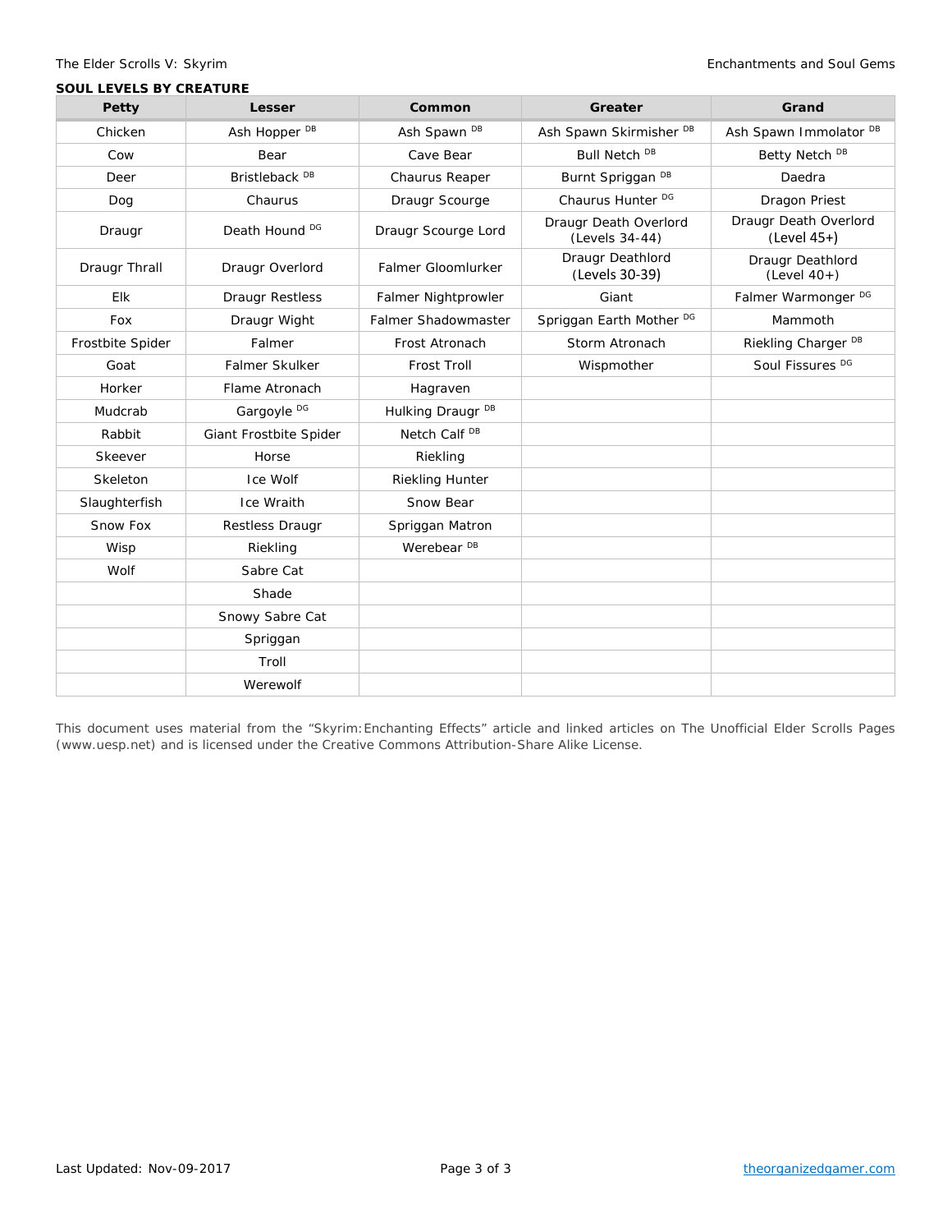**SOUL LEVELS BY CREATURE**

| Petty | Lesser | Common | Greater | Grand |
|---|---|---|---|---|
| Chicken | Ash Hopper DB | Ash Spawn DB | Ash Spawn Skirmisher DB | Ash Spawn Immolator DB |
| Cow | Bear | Cave Bear | Bull Netch DB | Betty Netch DB |
| Deer | Bristleback DB | Chaurus Reaper | Burnt Spriggan DB | Daedra |
| Dog | Chaurus | Draugr Scourge | Chaurus Hunter DG | Dragon Priest |
| Draugr | Death Hound DG | Draugr Scourge Lord | Draugr Death Overlord (Levels 34-44) | Draugr Death Overlord (Level 45+) |
| Draugr Thrall | Draugr Overlord | Falmer Gloomlurker | Draugr Deathlord (Levels 30-39) | Draugr Deathlord (Level 40+) |
| Elk | Draugr Restless | Falmer Nightprowler | Giant | Falmer Warmonger DG |
| Fox | Draugr Wight | Falmer Shadowmaster | Spriggan Earth Mother DG | Mammoth |
| Frostbite Spider | Falmer | Frost Atronach | Storm Atronach | Riekling Charger DB |
| Goat | Falmer Skulker | Frost Troll | Wispmother | Soul Fissures DG |
| Horker | Flame Atronach | Hagraven | | |
| Mudcrab | Gargoyle DG | Hulking Draugr DB | | |
| Rabbit | Giant Frostbite Spider | Netch Calf DB | | |
| Skeever | Horse | Riekling | | |
| Skeleton | Ice Wolf | Riekling Hunter | | |
| Slaughterfish | Ice Wraith | Snow Bear | | |
| Snow Fox | Restless Draugr | Spriggan Matron | | |
| Wisp | Riekling | Werebear DB | | |
| Wolf | Sabre Cat | | | |
| | Shade | | | |
| | Snowy Sabre Cat | | | |
| | Spriggan | | | |
| | Troll | | | |
| | Werewolf | | | |

This document uses material from the "Skyrim:Enchanting Effects" article and linked articles on The Unofficial Elder Scrolls Pages (www.uesp.net) and is licensed under the Creative Commons Attribution-Share Alike License.